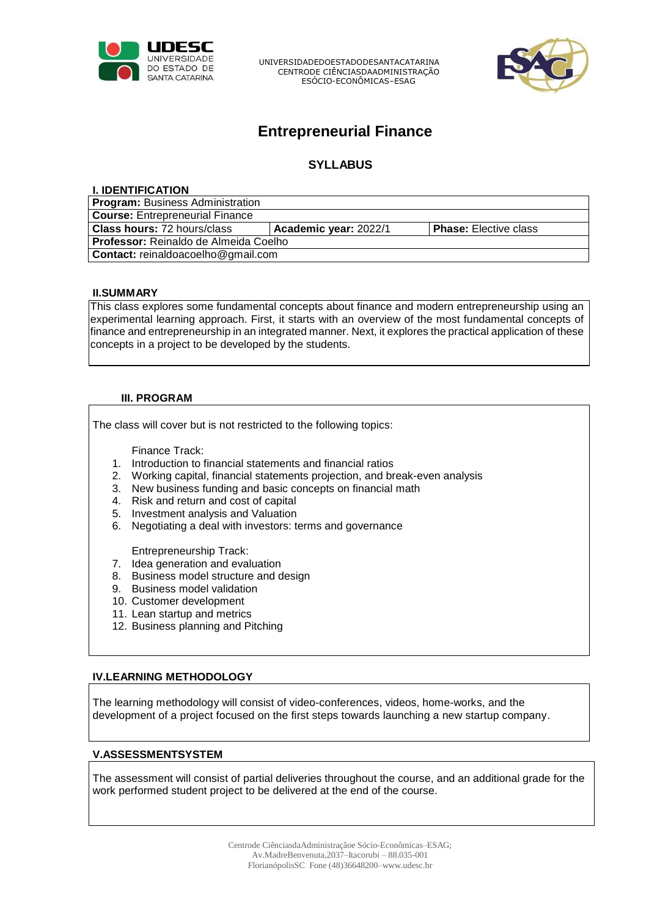UNIVERSIDADEDOESTADODESANTACATARINA
CENTRODE CIÊNCIASDAADMINISTRAÇÃO
ESÓCIO-ECONÔMICAS–ESAG

# Entrepreneurial Finance

## SYLLABUS

### I. IDENTIFICATION

| **Program:** Business Administration | | |
|---|---|---|
| **Course:** Entrepreneurial Finance | | |
| **Class hours:** 72 hours/class | **Academic year:** 2022/1 | **Phase:** Elective class |
| **Professor:** Reinaldo de Almeida Coelho | | |
| **Contact:** reinaldoacoelho@gmail.com | | |

### II.SUMMARY

This class explores some fundamental concepts about finance and modern entrepreneurship using an experimental learning approach. First, it starts with an overview of the most fundamental concepts of finance and entrepreneurship in an integrated manner. Next, it explores the practical application of these concepts in a project to be developed by the students.

### III. PROGRAM

The class will cover but is not restricted to the following topics:

Finance Track:

1. Introduction to financial statements and financial ratios
2. Working capital, financial statements projection, and break-even analysis
3. New business funding and basic concepts on financial math
4. Risk and return and cost of capital
5. Investment analysis and Valuation
6. Negotiating a deal with investors: terms and governance

Entrepreneurship Track:

7. Idea generation and evaluation
8. Business model structure and design
9. Business model validation
10. Customer development
11. Lean startup and metrics
12. Business planning and Pitching

### IV.LEARNING METHODOLOGY

The learning methodology will consist of video-conferences, videos, home-works, and the development of a project focused on the first steps towards launching a new startup company.

### V.ASSESSMENTSYSTEM

The assessment will consist of partial deliveries throughout the course, and an additional grade for the work performed student project to be delivered at the end of the course.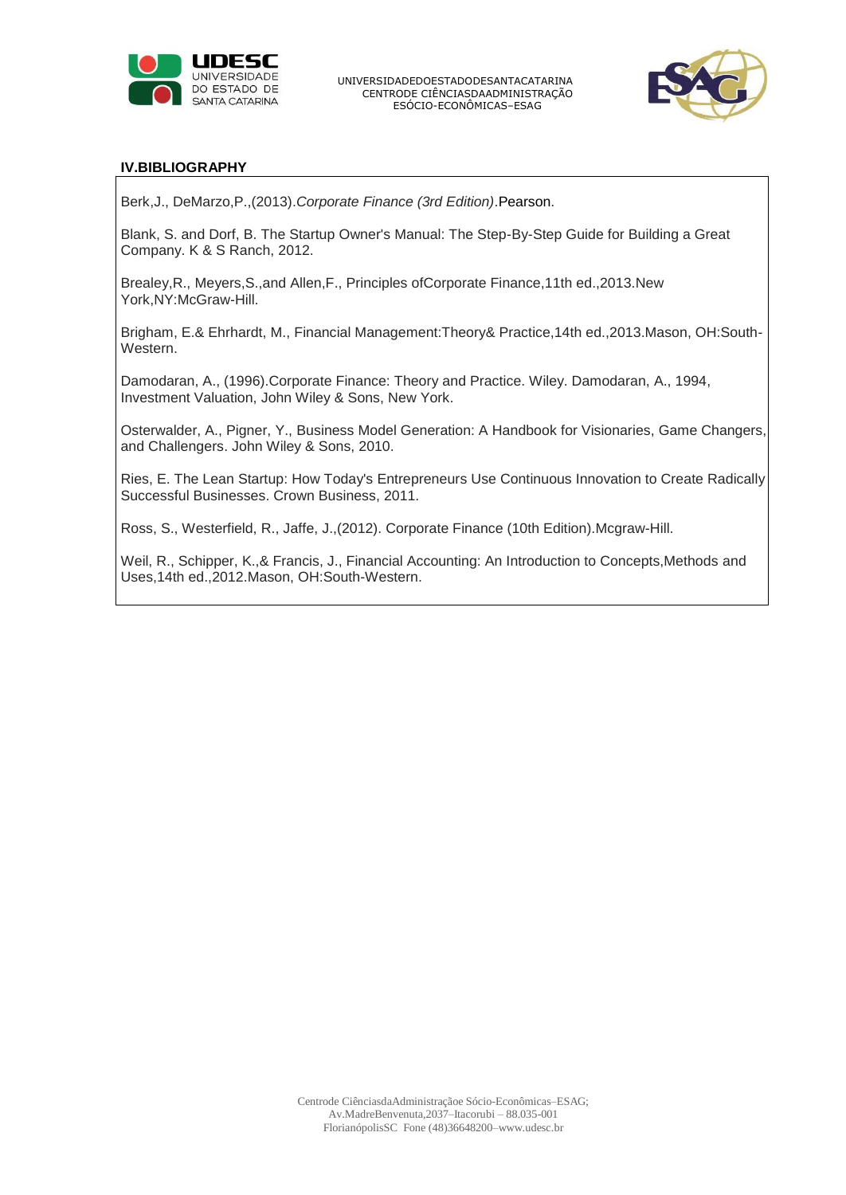**IV.BIBLIOGRAPHY**

Berk,J., DeMarzo,P.,(2013).*Corporate Finance (3rd Edition)*.Pearson.

Blank, S. and Dorf, B. The Startup Owner's Manual: The Step-By-Step Guide for Building a Great Company. K & S Ranch, 2012.

Brealey,R., Meyers,S.,and Allen,F., Principles ofCorporate Finance,11th ed.,2013.New York,NY:McGraw-Hill.

Brigham, E.& Ehrhardt, M., Financial Management:Theory& Practice,14th ed.,2013.Mason, OH:South-Western.

Damodaran, A., (1996).Corporate Finance: Theory and Practice. Wiley. Damodaran, A., 1994, Investment Valuation, John Wiley & Sons, New York.

Osterwalder, A., Pigner, Y., Business Model Generation: A Handbook for Visionaries, Game Changers, and Challengers. John Wiley & Sons, 2010.

Ries, E. The Lean Startup: How Today's Entrepreneurs Use Continuous Innovation to Create Radically Successful Businesses. Crown Business, 2011.

Ross, S., Westerfield, R., Jaffe, J.,(2012). Corporate Finance (10th Edition).Mcgraw-Hill.

Weil, R., Schipper, K.,& Francis, J., Financial Accounting: An Introduction to Concepts,Methods and Uses,14th ed.,2012.Mason, OH:South-Western.